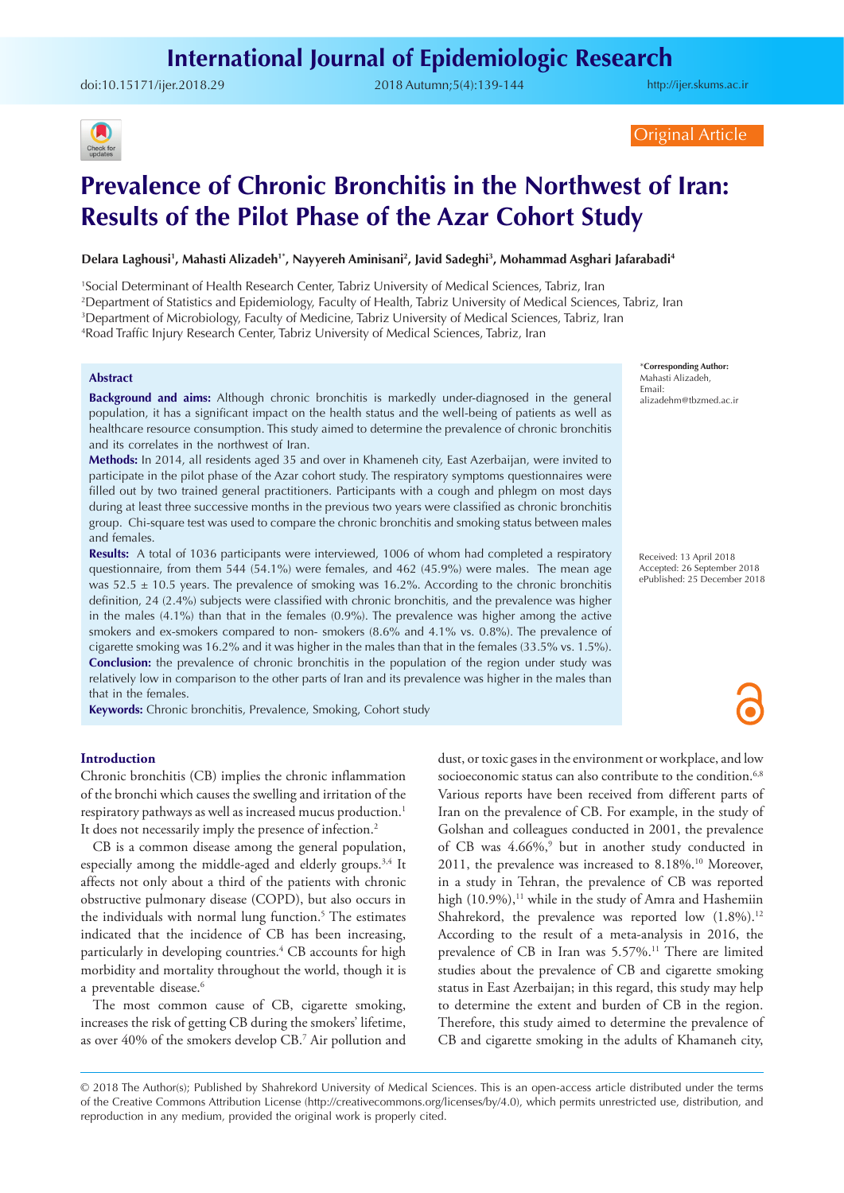Original Article

# Prevalence of Chronic Bronchitis in the Northwest of Iran: Results of the Pilot Phase of the Azar Cohort Study

**Delara Laghousi[1], Mahasti Alizadeh[1*], Nayyereh Aminisani[2], Javid Sadeghi[3], Mohammad Asghari Jafarabadi[4]**

[1]Social Determinant of Health Research Center, Tabriz University of Medical Sciences, Tabriz, Iran
[2]Department of Statistics and Epidemiology, Faculty of Health, Tabriz University of Medical Sciences, Tabriz, Iran
[3]Department of Microbiology, Faculty of Medicine, Tabriz University of Medical Sciences, Tabriz, Iran
[4]Road Traffic Injury Research Center, Tabriz University of Medical Sciences, Tabriz, Iran

*Corresponding Author: Mahasti Alizadeh, Email: alizadehm@tbzmed.ac.ir

Received: 13 April 2018
Accepted: 26 September 2018
ePublished: 25 December 2018

## Abstract

**Background and aims:** Although chronic bronchitis is markedly under-diagnosed in the general population, it has a significant impact on the health status and the well-being of patients as well as healthcare resource consumption. This study aimed to determine the prevalence of chronic bronchitis and its correlates in the northwest of Iran.

**Methods:** In 2014, all residents aged 35 and over in Khameneh city, East Azerbaijan, were invited to participate in the pilot phase of the Azar cohort study. The respiratory symptoms questionnaires were filled out by two trained general practitioners. Participants with a cough and phlegm on most days during at least three successive months in the previous two years were classified as chronic bronchitis group. Chi-square test was used to compare the chronic bronchitis and smoking status between males and females.

**Results:** A total of 1036 participants were interviewed, 1006 of whom had completed a respiratory questionnaire, from them 544 (54.1%) were females, and 462 (45.9%) were males. The mean age was 52.5 ± 10.5 years. The prevalence of smoking was 16.2%. According to the chronic bronchitis definition, 24 (2.4%) subjects were classified with chronic bronchitis, and the prevalence was higher in the males (4.1%) than that in the females (0.9%). The prevalence was higher among the active smokers and ex-smokers compared to non- smokers (8.6% and 4.1% vs. 0.8%). The prevalence of cigarette smoking was 16.2% and it was higher in the males than that in the females (33.5% vs. 1.5%).

**Conclusion:** the prevalence of chronic bronchitis in the population of the region under study was relatively low in comparison to the other parts of Iran and its prevalence was higher in the males than that in the females.

**Keywords:** Chronic bronchitis, Prevalence, Smoking, Cohort study

## Introduction

Chronic bronchitis (CB) implies the chronic inflammation of the bronchi which causes the swelling and irritation of the respiratory pathways as well as increased mucus production.[1] It does not necessarily imply the presence of infection.[2]

CB is a common disease among the general population, especially among the middle-aged and elderly groups.[3,4] It affects not only about a third of the patients with chronic obstructive pulmonary disease (COPD), but also occurs in the individuals with normal lung function.[5] The estimates indicated that the incidence of CB has been increasing, particularly in developing countries.[4] CB accounts for high morbidity and mortality throughout the world, though it is a preventable disease.[6]

The most common cause of CB, cigarette smoking, increases the risk of getting CB during the smokers' lifetime, as over 40% of the smokers develop CB.[7] Air pollution and dust, or toxic gases in the environment or workplace, and low socioeconomic status can also contribute to the condition.[6,8] Various reports have been received from different parts of Iran on the prevalence of CB. For example, in the study of Golshan and colleagues conducted in 2001, the prevalence of CB was 4.66%,[9] but in another study conducted in 2011, the prevalence was increased to 8.18%.[10] Moreover, in a study in Tehran, the prevalence of CB was reported high (10.9%),[11] while in the study of Amra and Hashemiin Shahrekord, the prevalence was reported low (1.8%).[12] According to the result of a meta-analysis in 2016, the prevalence of CB in Iran was 5.57%.[11] There are limited studies about the prevalence of CB and cigarette smoking status in East Azerbaijan; in this regard, this study may help to determine the extent and burden of CB in the region. Therefore, this study aimed to determine the prevalence of CB and cigarette smoking in the adults of Khameneh city,

© 2018 The Author(s); Published by Shahrekord University of Medical Sciences. This is an open-access article distributed under the terms of the Creative Commons Attribution License (http://creativecommons.org/licenses/by/4.0), which permits unrestricted use, distribution, and reproduction in any medium, provided the original work is properly cited.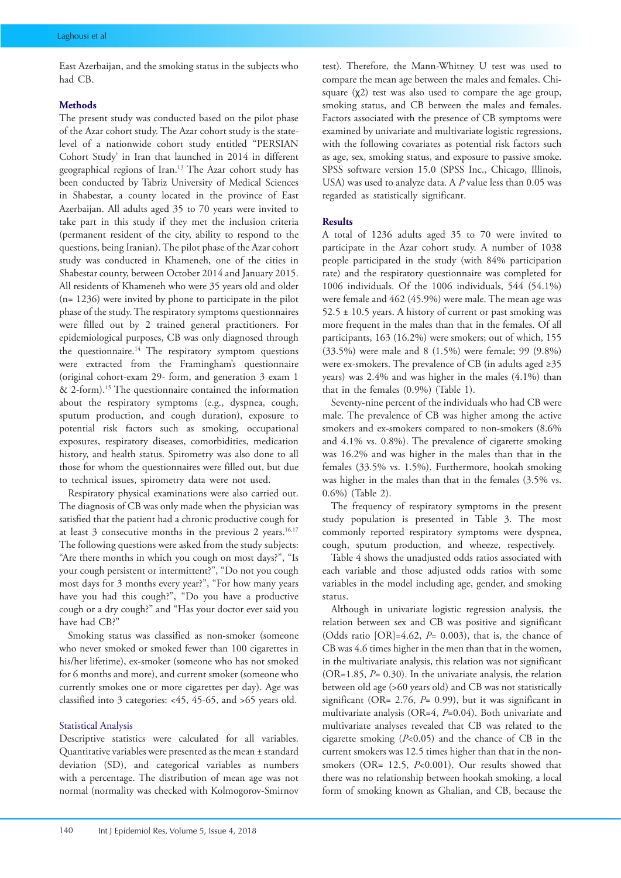East Azerbaijan, and the smoking status in the subjects who had CB.

## Methods

The present study was conducted based on the pilot phase of the Azar cohort study. The Azar cohort study is the state-level of a nationwide cohort study entitled "PERSIAN Cohort Study' in Iran that launched in 2014 in different geographical regions of Iran.[13] The Azar cohort study has been conducted by Tabriz University of Medical Sciences in Shabestar, a county located in the province of East Azerbaijan. All adults aged 35 to 70 years were invited to take part in this study if they met the inclusion criteria (permanent resident of the city, ability to respond to the questions, being Iranian). The pilot phase of the Azar cohort study was conducted in Khameneh, one of the cities in Shabestar county, between October 2014 and January 2015. All residents of Khameneh who were 35 years old and older (n= 1236) were invited by phone to participate in the pilot phase of the study. The respiratory symptoms questionnaires were filled out by 2 trained general practitioners. For epidemiological purposes, CB was only diagnosed through the questionnaire.[14] The respiratory symptom questions were extracted from the Framingham's questionnaire (original cohort-exam 29- form, and generation 3 exam 1 & 2-form).[15] The questionnaire contained the information about the respiratory symptoms (e.g., dyspnea, cough, sputum production, and cough duration), exposure to potential risk factors such as smoking, occupational exposures, respiratory diseases, comorbidities, medication history, and health status. Spirometry was also done to all those for whom the questionnaires were filled out, but due to technical issues, spirometry data were not used.

Respiratory physical examinations were also carried out. The diagnosis of CB was only made when the physician was satisfied that the patient had a chronic productive cough for at least 3 consecutive months in the previous 2 years.[16,17] The following questions were asked from the study subjects: "Are there months in which you cough on most days?", "Is your cough persistent or intermittent?", "Do not you cough most days for 3 months every year?", "For how many years have you had this cough?", "Do you have a productive cough or a dry cough?" and "Has your doctor ever said you have had CB?"

Smoking status was classified as non-smoker (someone who never smoked or smoked fewer than 100 cigarettes in his/her lifetime), ex-smoker (someone who has not smoked for 6 months and more), and current smoker (someone who currently smokes one or more cigarettes per day). Age was classified into 3 categories: <45, 45-65, and >65 years old.

### Statistical Analysis

Descriptive statistics were calculated for all variables. Quantitative variables were presented as the mean ± standard deviation (SD), and categorical variables as numbers with a percentage. The distribution of mean age was not normal (normality was checked with Kolmogorov-Smirnov test). Therefore, the Mann-Whitney U test was used to compare the mean age between the males and females. Chi-square ($\chi2$) test was also used to compare the age group, smoking status, and CB between the males and females. Factors associated with the presence of CB symptoms were examined by univariate and multivariate logistic regressions, with the following covariates as potential risk factors such as age, sex, smoking status, and exposure to passive smoke. SPSS software version 15.0 (SPSS Inc., Chicago, Illinois, USA) was used to analyze data. A *P* value less than 0.05 was regarded as statistically significant.

## Results

A total of 1236 adults aged 35 to 70 were invited to participate in the Azar cohort study. A number of 1038 people participated in the study (with 84% participation rate) and the respiratory questionnaire was completed for 1006 individuals. Of the 1006 individuals, 544 (54.1%) were female and 462 (45.9%) were male. The mean age was 52.5 ± 10.5 years. A history of current or past smoking was more frequent in the males than that in the females. Of all participants, 163 (16.2%) were smokers; out of which, 155 (33.5%) were male and 8 (1.5%) were female; 99 (9.8%) were ex-smokers. The prevalence of CB (in adults aged ≥35 years) was 2.4% and was higher in the males (4.1%) than that in the females (0.9%) (Table 1).

Seventy-nine percent of the individuals who had CB were male. The prevalence of CB was higher among the active smokers and ex-smokers compared to non-smokers (8.6% and 4.1% vs. 0.8%). The prevalence of cigarette smoking was 16.2% and was higher in the males than that in the females (33.5% vs. 1.5%). Furthermore, hookah smoking was higher in the males than that in the females (3.5% vs. 0.6%) (Table 2).

The frequency of respiratory symptoms in the present study population is presented in Table 3. The most commonly reported respiratory symptoms were dyspnea, cough, sputum production, and wheeze, respectively.

Table 4 shows the unadjusted odds ratios associated with each variable and those adjusted odds ratios with some variables in the model including age, gender, and smoking status.

Although in univariate logistic regression analysis, the relation between sex and CB was positive and significant (Odds ratio [OR]=4.62, *P*= 0.003), that is, the chance of CB was 4.6 times higher in the men than that in the women, in the multivariate analysis, this relation was not significant (OR=1.85, *P*= 0.30). In the univariate analysis, the relation between old age (>60 years old) and CB was not statistically significant (OR= 2.76, *P*= 0.99), but it was significant in multivariate analysis (OR=4, *P*=0.04). Both univariate and multivariate analyses revealed that CB was related to the cigarette smoking (*P*<0.05) and the chance of CB in the current smokers was 12.5 times higher than that in the non-smokers (OR= 12.5, *P*<0.001). Our results showed that there was no relationship between hookah smoking, a local form of smoking known as Ghalian, and CB, because the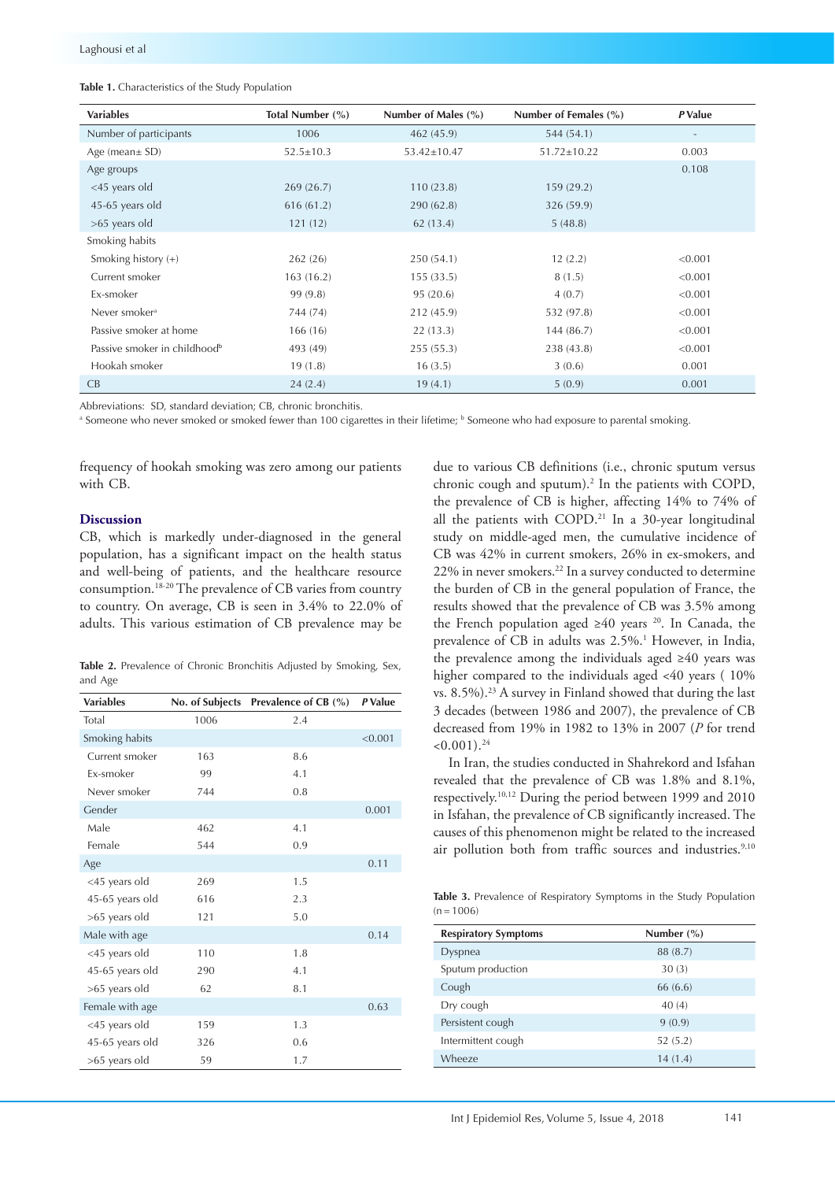**Table 1.** Characteristics of the Study Population

| Variables | Total Number (%) | Number of Males (%) | Number of Females (%) | *P* Value |
|---|---|---|---|---|
| Number of participants | 1006 | 462 (45.9) | 544 (54.1) | - |
| Age (mean± SD) | 52.5±10.3 | 53.42±10.47 | 51.72±10.22 | 0.003 |
| Age groups | | | | 0.108 |
| <45 years old | 269 (26.7) | 110 (23.8) | 159 (29.2) | |
| 45-65 years old | 616 (61.2) | 290 (62.8) | 326 (59.9) | |
| >65 years old | 121 (12) | 62 (13.4) | 5 (48.8) | |
| Smoking habits | | | | |
| Smoking history (+) | 262 (26) | 250 (54.1) | 12 (2.2) | <0.001 |
| Current smoker | 163 (16.2) | 155 (33.5) | 8 (1.5) | <0.001 |
| Ex-smoker | 99 (9.8) | 95 (20.6) | 4 (0.7) | <0.001 |
| Never smoker[a] | 744 (74) | 212 (45.9) | 532 (97.8) | <0.001 |
| Passive smoker at home | 166 (16) | 22 (13.3) | 144 (86.7) | <0.001 |
| Passive smoker in childhood[b] | 493 (49) | 255 (55.3) | 238 (43.8) | <0.001 |
| Hookah smoker | 19 (1.8) | 16 (3.5) | 3 (0.6) | 0.001 |
| CB | 24 (2.4) | 19 (4.1) | 5 (0.9) | 0.001 |

Abbreviations: SD, standard deviation; CB, chronic bronchitis.

[a] Someone who never smoked or smoked fewer than 100 cigarettes in their lifetime; [b] Someone who had exposure to parental smoking.

frequency of hookah smoking was zero among our patients with CB.

## Discussion

CB, which is markedly under-diagnosed in the general population, has a significant impact on the health status and well-being of patients, and the healthcare resource consumption.[18-20] The prevalence of CB varies from country to country. On average, CB is seen in 3.4% to 22.0% of adults. This various estimation of CB prevalence may be due to various CB definitions (i.e., chronic sputum versus chronic cough and sputum).[2] In the patients with COPD, the prevalence of CB is higher, affecting 14% to 74% of all the patients with COPD.[21] In a 30-year longitudinal study on middle-aged men, the cumulative incidence of CB was 42% in current smokers, 26% in ex-smokers, and 22% in never smokers.[22] In a survey conducted to determine the burden of CB in the general population of France, the results showed that the prevalence of CB was 3.5% among the French population aged ≥40 years [20]. In Canada, the prevalence of CB in adults was 2.5%.[1] However, in India, the prevalence among the individuals aged ≥40 years was higher compared to the individuals aged <40 years ( 10% vs. 8.5%).[23] A survey in Finland showed that during the last 3 decades (between 1986 and 2007), the prevalence of CB decreased from 19% in 1982 to 13% in 2007 (*P* for trend <0.001).[24]

In Iran, the studies conducted in Shahrekord and Isfahan revealed that the prevalence of CB was 1.8% and 8.1%, respectively.[10,12] During the period between 1999 and 2010 in Isfahan, the prevalence of CB significantly increased. The causes of this phenomenon might be related to the increased air pollution both from traffic sources and industries.[9,10]

**Table 2.** Prevalence of Chronic Bronchitis Adjusted by Smoking, Sex, and Age

| Variables | No. of Subjects | Prevalence of CB (%) | *P* Value |
|---|---|---|---|
| Total | 1006 | 2.4 | |
| Smoking habits | | | <0.001 |
| Current smoker | 163 | 8.6 | |
| Ex-smoker | 99 | 4.1 | |
| Never smoker | 744 | 0.8 | |
| Gender | | | 0.001 |
| Male | 462 | 4.1 | |
| Female | 544 | 0.9 | |
| Age | | | 0.11 |
| <45 years old | 269 | 1.5 | |
| 45-65 years old | 616 | 2.3 | |
| >65 years old | 121 | 5.0 | |
| Male with age | | | 0.14 |
| <45 years old | 110 | 1.8 | |
| 45-65 years old | 290 | 4.1 | |
| >65 years old | 62 | 8.1 | |
| Female with age | | | 0.63 |
| <45 years old | 159 | 1.3 | |
| 45-65 years old | 326 | 0.6 | |
| >65 years old | 59 | 1.7 | |

**Table 3.** Prevalence of Respiratory Symptoms in the Study Population (n = 1006)

| Respiratory Symptoms | Number (%) |
|---|---|
| Dyspnea | 88 (8.7) |
| Sputum production | 30 (3) |
| Cough | 66 (6.6) |
| Dry cough | 40 (4) |
| Persistent cough | 9 (0.9) |
| Intermittent cough | 52 (5.2) |
| Wheeze | 14 (1.4) |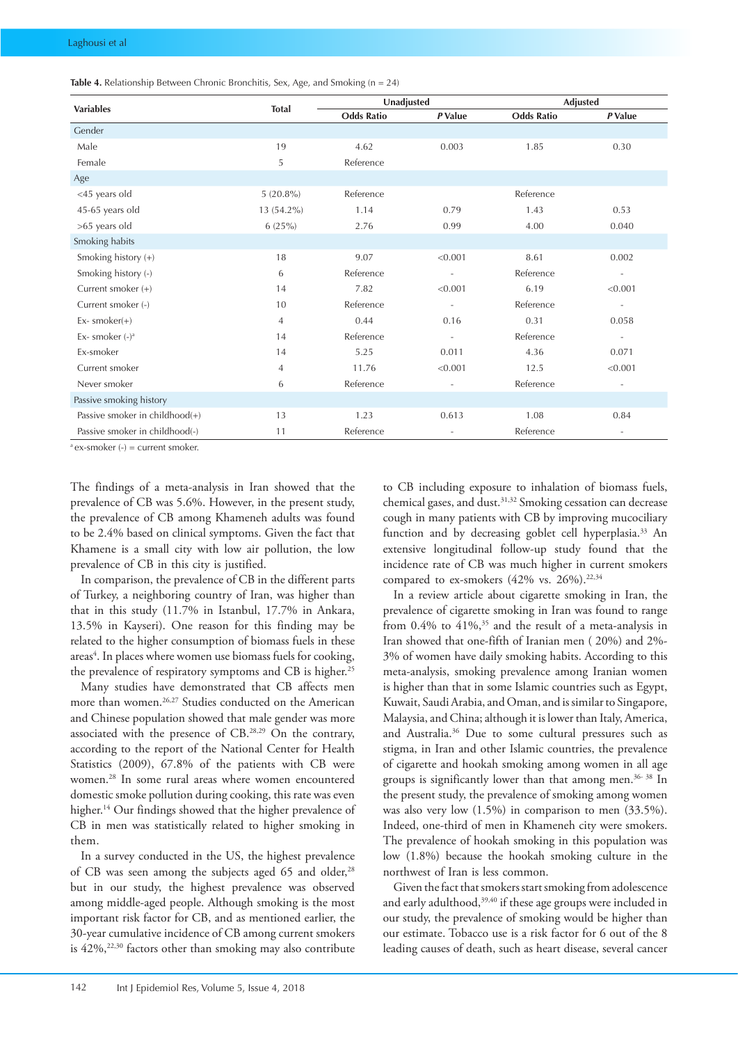**Table 4.** Relationship Between Chronic Bronchitis, Sex, Age, and Smoking (n = 24)

| Variables | Total | Unadjusted | | Adjusted | |
|---|---|---|---|---|---|
| | | Odds Ratio | *P* Value | Odds Ratio | *P* Value |
| Gender | | | | | |
| Male | 19 | 4.62 | 0.003 | 1.85 | 0.30 |
| Female | 5 | Reference | | | |
| Age | | | | | |
| <45 years old | 5 (20.8%) | Reference | | Reference | |
| 45-65 years old | 13 (54.2%) | 1.14 | 0.79 | 1.43 | 0.53 |
| >65 years old | 6 (25%) | 2.76 | 0.99 | 4.00 | 0.040 |
| Smoking habits | | | | | |
| Smoking history (+) | 18 | 9.07 | <0.001 | 8.61 | 0.002 |
| Smoking history (-) | 6 | Reference | - | Reference | - |
| Current smoker (+) | 14 | 7.82 | <0.001 | 6.19 | <0.001 |
| Current smoker (-) | 10 | Reference | - | Reference | - |
| Ex- smoker(+) | 4 | 0.44 | 0.16 | 0.31 | 0.058 |
| Ex- smoker (-)[a] | 14 | Reference | - | Reference | - |
| Ex-smoker | 14 | 5.25 | 0.011 | 4.36 | 0.071 |
| Current smoker | 4 | 11.76 | <0.001 | 12.5 | <0.001 |
| Never smoker | 6 | Reference | - | Reference | - |
| Passive smoking history | | | | | |
| Passive smoker in childhood(+) | 13 | 1.23 | 0.613 | 1.08 | 0.84 |
| Passive smoker in childhood(-) | 11 | Reference | - | Reference | - |

[a] ex-smoker (-) = current smoker.

The findings of a meta-analysis in Iran showed that the prevalence of CB was 5.6%. However, in the present study, the prevalence of CB among Khameneh adults was found to be 2.4% based on clinical symptoms. Given the fact that Khamene is a small city with low air pollution, the low prevalence of CB in this city is justified.

In comparison, the prevalence of CB in the different parts of Turkey, a neighboring country of Iran, was higher than that in this study (11.7% in Istanbul, 17.7% in Ankara, 13.5% in Kayseri). One reason for this finding may be related to the higher consumption of biomass fuels in these areas[4]. In places where women use biomass fuels for cooking, the prevalence of respiratory symptoms and CB is higher.[25]

Many studies have demonstrated that CB affects men more than women.[26,27] Studies conducted on the American and Chinese population showed that male gender was more associated with the presence of CB.[28,29] On the contrary, according to the report of the National Center for Health Statistics (2009), 67.8% of the patients with CB were women.[28] In some rural areas where women encountered domestic smoke pollution during cooking, this rate was even higher.[14] Our findings showed that the higher prevalence of CB in men was statistically related to higher smoking in them.

In a survey conducted in the US, the highest prevalence of CB was seen among the subjects aged 65 and older,[28] but in our study, the highest prevalence was observed among middle-aged people. Although smoking is the most important risk factor for CB, and as mentioned earlier, the 30-year cumulative incidence of CB among current smokers is 42%,[22,30] factors other than smoking may also contribute to CB including exposure to inhalation of biomass fuels, chemical gases, and dust.[31,32] Smoking cessation can decrease cough in many patients with CB by improving mucociliary function and by decreasing goblet cell hyperplasia.[33] An extensive longitudinal follow-up study found that the incidence rate of CB was much higher in current smokers compared to ex-smokers (42% vs. 26%).[22,34]

In a review article about cigarette smoking in Iran, the prevalence of cigarette smoking in Iran was found to range from 0.4% to 41%,[35] and the result of a meta-analysis in Iran showed that one-fifth of Iranian men ( 20%) and 2%-3% of women have daily smoking habits. According to this meta-analysis, smoking prevalence among Iranian women is higher than that in some Islamic countries such as Egypt, Kuwait, Saudi Arabia, and Oman, and is similar to Singapore, Malaysia, and China; although it is lower than Italy, America, and Australia.[36] Due to some cultural pressures such as stigma, in Iran and other Islamic countries, the prevalence of cigarette and hookah smoking among women in all age groups is significantly lower than that among men.[36-38] In the present study, the prevalence of smoking among women was also very low (1.5%) in comparison to men (33.5%). Indeed, one-third of men in Khameneh city were smokers. The prevalence of hookah smoking in this population was low (1.8%) because the hookah smoking culture in the northwest of Iran is less common.

Given the fact that smokers start smoking from adolescence and early adulthood,[39,40] if these age groups were included in our study, the prevalence of smoking would be higher than our estimate. Tobacco use is a risk factor for 6 out of the 8 leading causes of death, such as heart disease, several cancer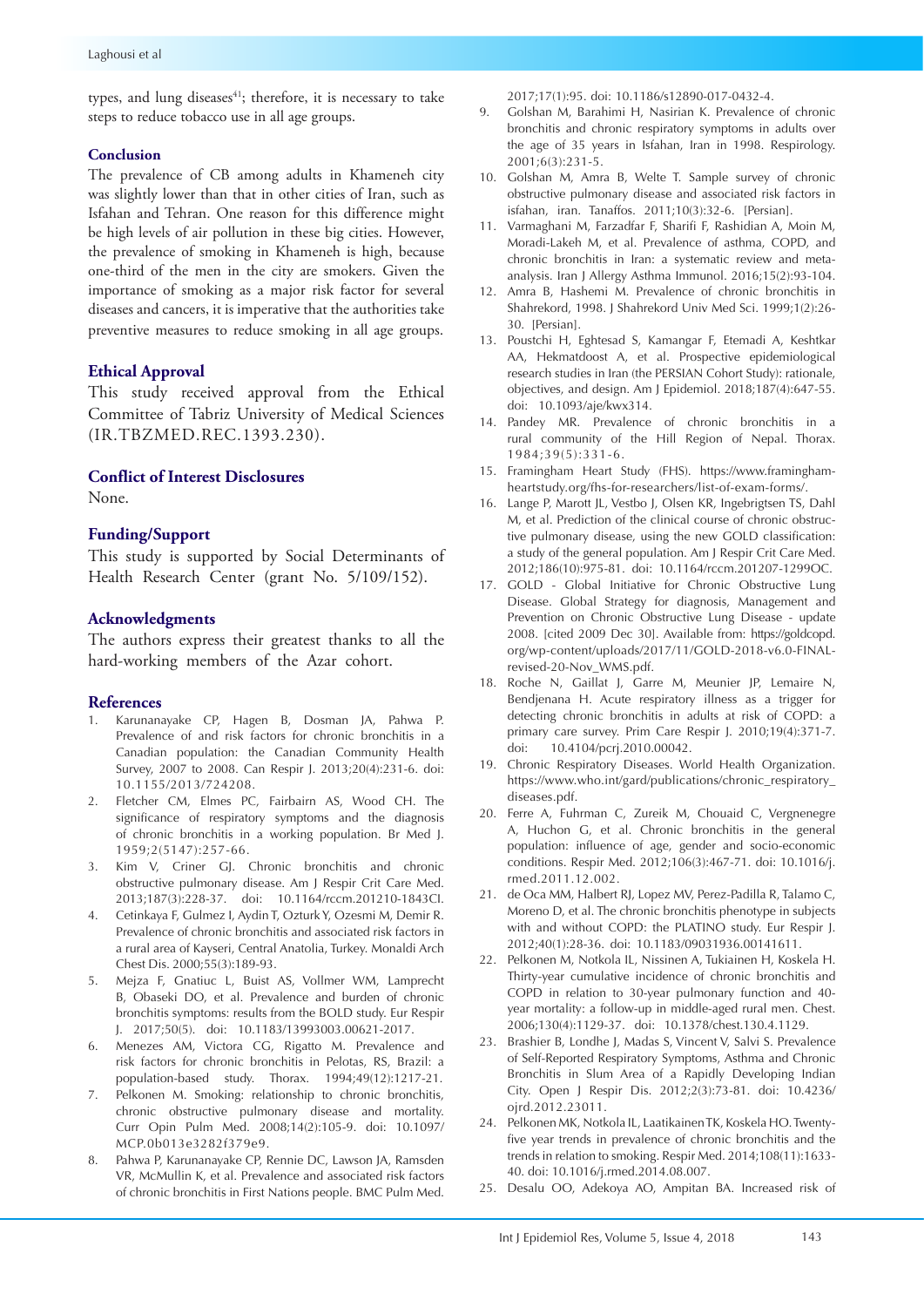types, and lung diseases[41]; therefore, it is necessary to take steps to reduce tobacco use in all age groups.

## Conclusion

The prevalence of CB among adults in Khameneh city was slightly lower than that in other cities of Iran, such as Isfahan and Tehran. One reason for this difference might be high levels of air pollution in these big cities. However, the prevalence of smoking in Khameneh is high, because one-third of the men in the city are smokers. Given the importance of smoking as a major risk factor for several diseases and cancers, it is imperative that the authorities take preventive measures to reduce smoking in all age groups.

## Ethical Approval

This study received approval from the Ethical Committee of Tabriz University of Medical Sciences (IR.TBZMED.REC.1393.230).

## Conflict of Interest Disclosures

None.

## Funding/Support

This study is supported by Social Determinants of Health Research Center (grant No. 5/109/152).

## Acknowledgments

The authors express their greatest thanks to all the hard-working members of the Azar cohort.

## References

1. Karunanayake CP, Hagen B, Dosman JA, Pahwa P. Prevalence of and risk factors for chronic bronchitis in a Canadian population: the Canadian Community Health Survey, 2007 to 2008. Can Respir J. 2013;20(4):231-6. doi: 10.1155/2013/724208.
2. Fletcher CM, Elmes PC, Fairbairn AS, Wood CH. The significance of respiratory symptoms and the diagnosis of chronic bronchitis in a working population. Br Med J. 1959;2(5147):257-66.
3. Kim V, Criner GJ. Chronic bronchitis and chronic obstructive pulmonary disease. Am J Respir Crit Care Med. 2013;187(3):228-37. doi: 10.1164/rccm.201210-1843CI.
4. Cetinkaya F, Gulmez I, Aydin T, Ozturk Y, Ozesmi M, Demir R. Prevalence of chronic bronchitis and associated risk factors in a rural area of Kayseri, Central Anatolia, Turkey. Monaldi Arch Chest Dis. 2000;55(3):189-93.
5. Mejza F, Gnatiuc L, Buist AS, Vollmer WM, Lamprecht B, Obaseki DO, et al. Prevalence and burden of chronic bronchitis symptoms: results from the BOLD study. Eur Respir J. 2017;50(5). doi: 10.1183/13993003.00621-2017.
6. Menezes AM, Victora CG, Rigatto M. Prevalence and risk factors for chronic bronchitis in Pelotas, RS, Brazil: a population-based study. Thorax. 1994;49(12):1217-21.
7. Pelkonen M. Smoking: relationship to chronic bronchitis, chronic obstructive pulmonary disease and mortality. Curr Opin Pulm Med. 2008;14(2):105-9. doi: 10.1097/MCP.0b013e3282f379e9.
8. Pahwa P, Karunanayake CP, Rennie DC, Lawson JA, Ramsden VR, McMullin K, et al. Prevalence and associated risk factors of chronic bronchitis in First Nations people. BMC Pulm Med. 2017;17(1):95. doi: 10.1186/s12890-017-0432-4.
9. Golshan M, Barahimi H, Nasirian K. Prevalence of chronic bronchitis and chronic respiratory symptoms in adults over the age of 35 years in Isfahan, Iran in 1998. Respirology. 2001;6(3):231-5.
10. Golshan M, Amra B, Welte T. Sample survey of chronic obstructive pulmonary disease and associated risk factors in isfahan, iran. Tanaffos. 2011;10(3):32-6. [Persian].
11. Varmaghani M, Farzadfar F, Sharifi F, Rashidian A, Moin M, Moradi-Lakeh M, et al. Prevalence of asthma, COPD, and chronic bronchitis in Iran: a systematic review and meta-analysis. Iran J Allergy Asthma Immunol. 2016;15(2):93-104.
12. Amra B, Hashemi M. Prevalence of chronic bronchitis in Shahrekord, 1998. J Shahrekord Univ Med Sci. 1999;1(2):26-30. [Persian].
13. Poustchi H, Eghtesad S, Kamangar F, Etemadi A, Keshtkar AA, Hekmatdoost A, et al. Prospective epidemiological research studies in Iran (the PERSIAN Cohort Study): rationale, objectives, and design. Am J Epidemiol. 2018;187(4):647-55. doi: 10.1093/aje/kwx314.
14. Pandey MR. Prevalence of chronic bronchitis in a rural community of the Hill Region of Nepal. Thorax. 1984;39(5):331-6.
15. Framingham Heart Study (FHS). https://www.framinghamheartstudy.org/fhs-for-researchers/list-of-exam-forms/.
16. Lange P, Marott JL, Vestbo J, Olsen KR, Ingebrigtsen TS, Dahl M, et al. Prediction of the clinical course of chronic obstructive pulmonary disease, using the new GOLD classification: a study of the general population. Am J Respir Crit Care Med. 2012;186(10):975-81. doi: 10.1164/rccm.201207-1299OC.
17. GOLD - Global Initiative for Chronic Obstructive Lung Disease. Global Strategy for diagnosis, Management and Prevention on Chronic Obstructive Lung Disease - update 2008. [cited 2009 Dec 30]. Available from: https://goldcopd.org/wp-content/uploads/2017/11/GOLD-2018-v6.0-FINAL-revised-20-Nov_WMS.pdf.
18. Roche N, Gaillat J, Garre M, Meunier JP, Lemaire N, Bendjenana H. Acute respiratory illness as a trigger for detecting chronic bronchitis in adults at risk of COPD: a primary care survey. Prim Care Respir J. 2010;19(4):371-7. doi: 10.4104/pcrj.2010.00042.
19. Chronic Respiratory Diseases. World Health Organization. https://www.who.int/gard/publications/chronic_respiratory_diseases.pdf.
20. Ferre A, Fuhrman C, Zureik M, Chouaid C, Vergnenegre A, Huchon G, et al. Chronic bronchitis in the general population: influence of age, gender and socio-economic conditions. Respir Med. 2012;106(3):467-71. doi: 10.1016/j.rmed.2011.12.002.
21. de Oca MM, Halbert RJ, Lopez MV, Perez-Padilla R, Talamo C, Moreno D, et al. The chronic bronchitis phenotype in subjects with and without COPD: the PLATINO study. Eur Respir J. 2012;40(1):28-36. doi: 10.1183/09031936.00141611.
22. Pelkonen M, Notkola IL, Nissinen A, Tukiainen H, Koskela H. Thirty-year cumulative incidence of chronic bronchitis and COPD in relation to 30-year pulmonary function and 40-year mortality: a follow-up in middle-aged rural men. Chest. 2006;130(4):1129-37. doi: 10.1378/chest.130.4.1129.
23. Brashier B, Londhe J, Madas S, Vincent V, Salvi S. Prevalence of Self-Reported Respiratory Symptoms, Asthma and Chronic Bronchitis in Slum Area of a Rapidly Developing Indian City. Open J Respir Dis. 2012;2(3):73-81. doi: 10.4236/ojrd.2012.23011.
24. Pelkonen MK, Notkola IL, Laatikainen TK, Koskela HO. Twenty-five year trends in prevalence of chronic bronchitis and the trends in relation to smoking. Respir Med. 2014;108(11):1633-40. doi: 10.1016/j.rmed.2014.08.007.
25. Desalu OO, Adekoya AO, Ampitan BA. Increased risk of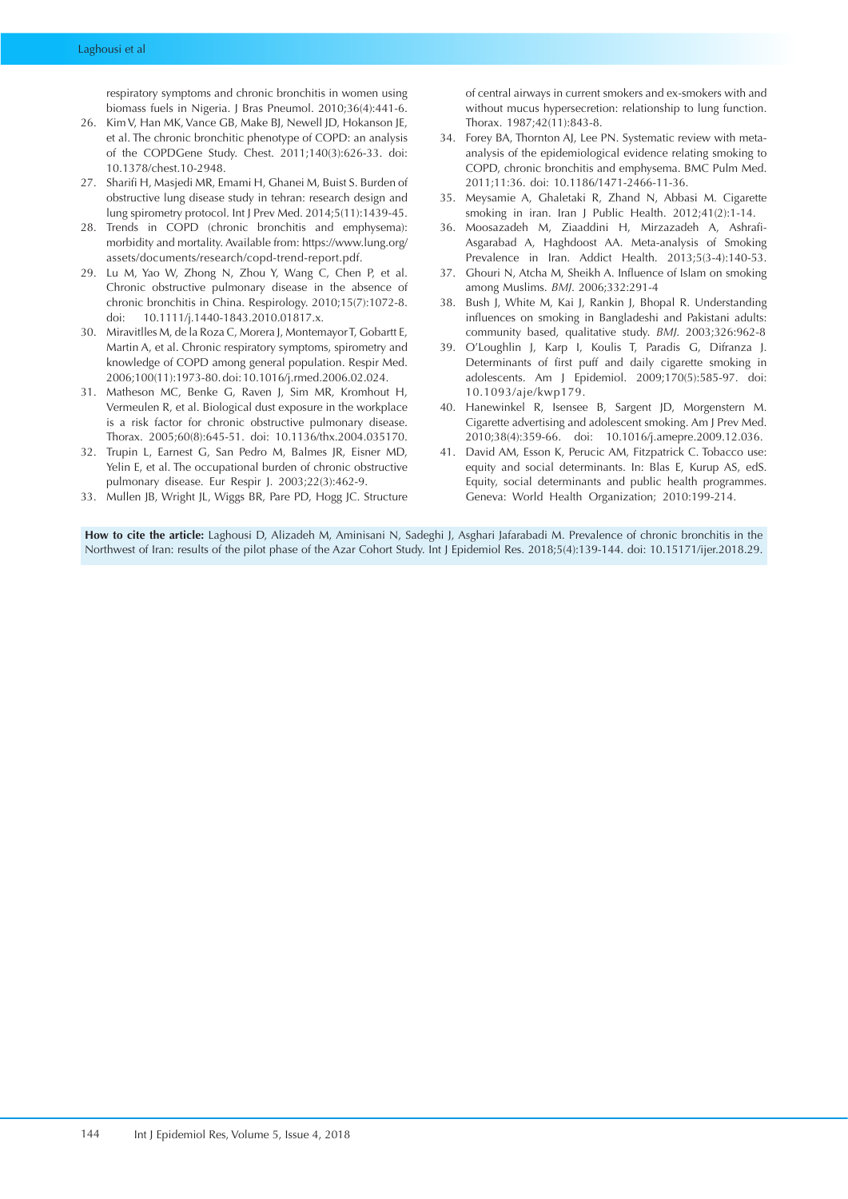respiratory symptoms and chronic bronchitis in women using biomass fuels in Nigeria. J Bras Pneumol. 2010;36(4):441-6.

26. Kim V, Han MK, Vance GB, Make BJ, Newell JD, Hokanson JE, et al. The chronic bronchitic phenotype of COPD: an analysis of the COPDGene Study. Chest. 2011;140(3):626-33. doi: 10.1378/chest.10-2948.
27. Sharifi H, Masjedi MR, Emami H, Ghanei M, Buist S. Burden of obstructive lung disease study in tehran: research design and lung spirometry protocol. Int J Prev Med. 2014;5(11):1439-45.
28. Trends in COPD (chronic bronchitis and emphysema): morbidity and mortality. Available from: https://www.lung.org/assets/documents/research/copd-trend-report.pdf.
29. Lu M, Yao W, Zhong N, Zhou Y, Wang C, Chen P, et al. Chronic obstructive pulmonary disease in the absence of chronic bronchitis in China. Respirology. 2010;15(7):1072-8. doi: 10.1111/j.1440-1843.2010.01817.x.
30. Miravitlles M, de la Roza C, Morera J, Montemayor T, Gobartt E, Martin A, et al. Chronic respiratory symptoms, spirometry and knowledge of COPD among general population. Respir Med. 2006;100(11):1973-80. doi: 10.1016/j.rmed.2006.02.024.
31. Matheson MC, Benke G, Raven J, Sim MR, Kromhout H, Vermeulen R, et al. Biological dust exposure in the workplace is a risk factor for chronic obstructive pulmonary disease. Thorax. 2005;60(8):645-51. doi: 10.1136/thx.2004.035170.
32. Trupin L, Earnest G, San Pedro M, Balmes JR, Eisner MD, Yelin E, et al. The occupational burden of chronic obstructive pulmonary disease. Eur Respir J. 2003;22(3):462-9.
33. Mullen JB, Wright JL, Wiggs BR, Pare PD, Hogg JC. Structure of central airways in current smokers and ex-smokers with and without mucus hypersecretion: relationship to lung function. Thorax. 1987;42(11):843-8.
34. Forey BA, Thornton AJ, Lee PN. Systematic review with meta-analysis of the epidemiological evidence relating smoking to COPD, chronic bronchitis and emphysema. BMC Pulm Med. 2011;11:36. doi: 10.1186/1471-2466-11-36.
35. Meysamie A, Ghaletaki R, Zhand N, Abbasi M. Cigarette smoking in iran. Iran J Public Health. 2012;41(2):1-14.
36. Moosazadeh M, Ziaaddini H, Mirzazadeh A, Ashrafi-Asgarabad A, Haghdoost AA. Meta-analysis of Smoking Prevalence in Iran. Addict Health. 2013;5(3-4):140-53.
37. Ghouri N, Atcha M, Sheikh A. Influence of Islam on smoking among Muslims. *BMJ*. 2006;332:291-4
38. Bush J, White M, Kai J, Rankin J, Bhopal R. Understanding influences on smoking in Bangladeshi and Pakistani adults: community based, qualitative study. *BMJ*. 2003;326:962-8
39. O'Loughlin J, Karp I, Koulis T, Paradis G, Difranza J. Determinants of first puff and daily cigarette smoking in adolescents. Am J Epidemiol. 2009;170(5):585-97. doi: 10.1093/aje/kwp179.
40. Hanewinkel R, Isensee B, Sargent JD, Morgenstern M. Cigarette advertising and adolescent smoking. Am J Prev Med. 2010;38(4):359-66. doi: 10.1016/j.amepre.2009.12.036.
41. David AM, Esson K, Perucic AM, Fitzpatrick C. Tobacco use: equity and social determinants. In: Blas E, Kurup AS, edS. Equity, social determinants and public health programmes. Geneva: World Health Organization; 2010:199-214.

**How to cite the article:** Laghousi D, Alizadeh M, Aminisani N, Sadeghi J, Asghari Jafarabadi M. Prevalence of chronic bronchitis in the Northwest of Iran: results of the pilot phase of the Azar Cohort Study. Int J Epidemiol Res. 2018;5(4):139-144. doi: 10.15171/ijer.2018.29.